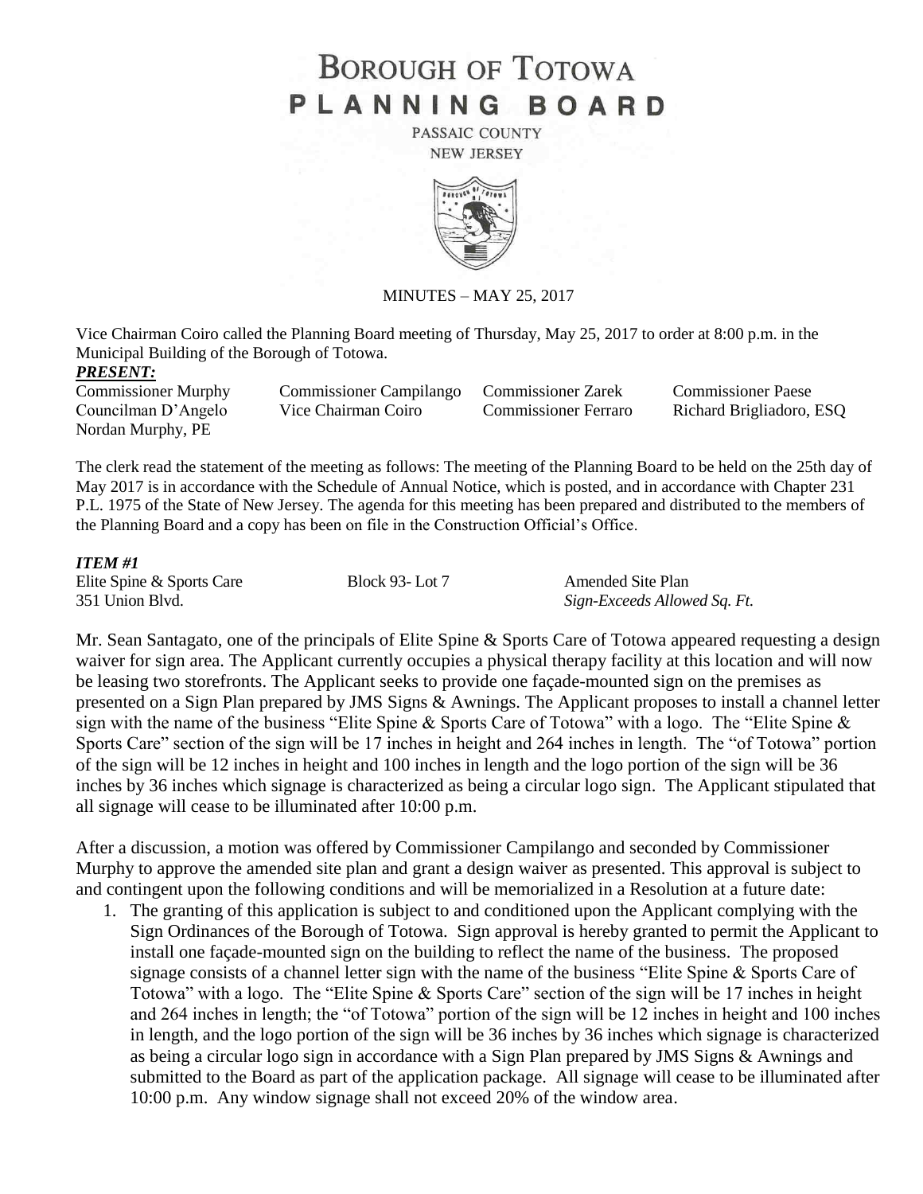# BOROUGH OF TOTOWA
# PLANNING BOARD

PASSAIC COUNTY
NEW JERSEY

MINUTES – MAY 25, 2017

Vice Chairman Coiro called the Planning Board meeting of Thursday, May 25, 2017 to order at 8:00 p.m. in the Municipal Building of the Borough of Totowa.

***PRESENT:***

| | | | |
|---|---|---|---|
| Commissioner Murphy | Commissioner Campilango | Commissioner Zarek | Commissioner Paese |
| Councilman D'Angelo | Vice Chairman Coiro | Commissioner Ferraro | Richard Brigliadoro, ESQ |
| Nordan Murphy, PE | | | |

The clerk read the statement of the meeting as follows: The meeting of the Planning Board to be held on the 25th day of May 2017 is in accordance with the Schedule of Annual Notice, which is posted, and in accordance with Chapter 231 P.L. 1975 of the State of New Jersey. The agenda for this meeting has been prepared and distributed to the members of the Planning Board and a copy has been on file in the Construction Official's Office.

***ITEM #1***

| | | |
|---|---|---|
| Elite Spine & Sports Care | Block 93- Lot 7 | Amended Site Plan |
| 351 Union Blvd. | | *Sign-Exceeds Allowed Sq. Ft.* |

Mr. Sean Santagato, one of the principals of Elite Spine & Sports Care of Totowa appeared requesting a design waiver for sign area. The Applicant currently occupies a physical therapy facility at this location and will now be leasing two storefronts. The Applicant seeks to provide one façade-mounted sign on the premises as presented on a Sign Plan prepared by JMS Signs & Awnings. The Applicant proposes to install a channel letter sign with the name of the business "Elite Spine & Sports Care of Totowa" with a logo. The "Elite Spine & Sports Care" section of the sign will be 17 inches in height and 264 inches in length. The "of Totowa" portion of the sign will be 12 inches in height and 100 inches in length and the logo portion of the sign will be 36 inches by 36 inches which signage is characterized as being a circular logo sign. The Applicant stipulated that all signage will cease to be illuminated after 10:00 p.m.

After a discussion, a motion was offered by Commissioner Campilango and seconded by Commissioner Murphy to approve the amended site plan and grant a design waiver as presented. This approval is subject to and contingent upon the following conditions and will be memorialized in a Resolution at a future date:

1. The granting of this application is subject to and conditioned upon the Applicant complying with the Sign Ordinances of the Borough of Totowa. Sign approval is hereby granted to permit the Applicant to install one façade-mounted sign on the building to reflect the name of the business. The proposed signage consists of a channel letter sign with the name of the business "Elite Spine & Sports Care of Totowa" with a logo. The "Elite Spine & Sports Care" section of the sign will be 17 inches in height and 264 inches in length; the "of Totowa" portion of the sign will be 12 inches in height and 100 inches in length, and the logo portion of the sign will be 36 inches by 36 inches which signage is characterized as being a circular logo sign in accordance with a Sign Plan prepared by JMS Signs & Awnings and submitted to the Board as part of the application package. All signage will cease to be illuminated after 10:00 p.m. Any window signage shall not exceed 20% of the window area.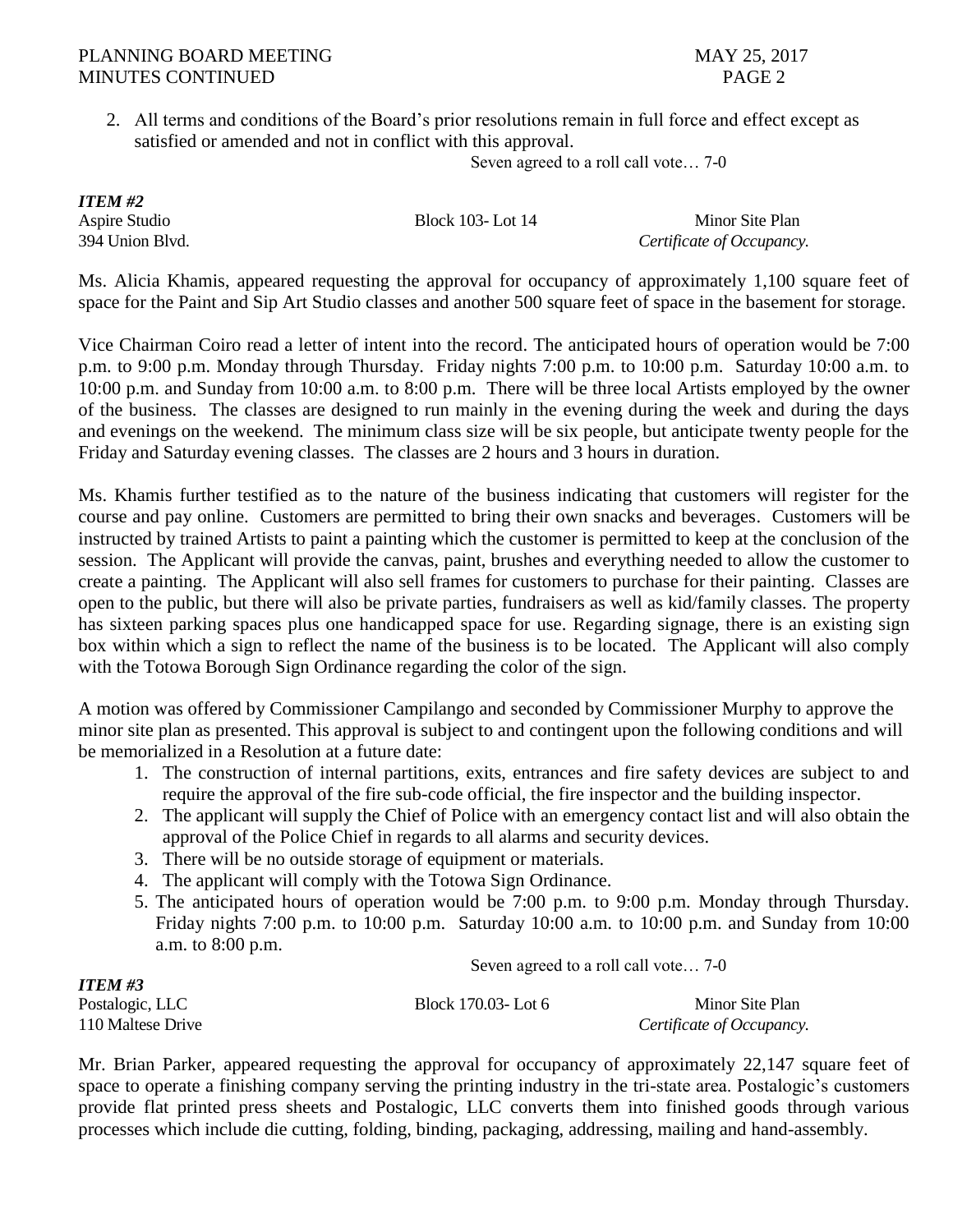2. All terms and conditions of the Board's prior resolutions remain in full force and effect except as satisfied or amended and not in conflict with this approval.

Seven agreed to a roll call vote… 7-0

***ITEM #2***

Aspire Studio — Block 103- Lot 14 — Minor Site Plan
394 Union Blvd. — *Certificate of Occupancy.*

Ms. Alicia Khamis, appeared requesting the approval for occupancy of approximately 1,100 square feet of space for the Paint and Sip Art Studio classes and another 500 square feet of space in the basement for storage.

Vice Chairman Coiro read a letter of intent into the record. The anticipated hours of operation would be 7:00 p.m. to 9:00 p.m. Monday through Thursday. Friday nights 7:00 p.m. to 10:00 p.m. Saturday 10:00 a.m. to 10:00 p.m. and Sunday from 10:00 a.m. to 8:00 p.m. There will be three local Artists employed by the owner of the business. The classes are designed to run mainly in the evening during the week and during the days and evenings on the weekend. The minimum class size will be six people, but anticipate twenty people for the Friday and Saturday evening classes. The classes are 2 hours and 3 hours in duration.

Ms. Khamis further testified as to the nature of the business indicating that customers will register for the course and pay online. Customers are permitted to bring their own snacks and beverages. Customers will be instructed by trained Artists to paint a painting which the customer is permitted to keep at the conclusion of the session. The Applicant will provide the canvas, paint, brushes and everything needed to allow the customer to create a painting. The Applicant will also sell frames for customers to purchase for their painting. Classes are open to the public, but there will also be private parties, fundraisers as well as kid/family classes. The property has sixteen parking spaces plus one handicapped space for use. Regarding signage, there is an existing sign box within which a sign to reflect the name of the business is to be located. The Applicant will also comply with the Totowa Borough Sign Ordinance regarding the color of the sign.

A motion was offered by Commissioner Campilango and seconded by Commissioner Murphy to approve the minor site plan as presented. This approval is subject to and contingent upon the following conditions and will be memorialized in a Resolution at a future date:

1. The construction of internal partitions, exits, entrances and fire safety devices are subject to and require the approval of the fire sub-code official, the fire inspector and the building inspector.
2. The applicant will supply the Chief of Police with an emergency contact list and will also obtain the approval of the Police Chief in regards to all alarms and security devices.
3. There will be no outside storage of equipment or materials.
4. The applicant will comply with the Totowa Sign Ordinance.
5. The anticipated hours of operation would be 7:00 p.m. to 9:00 p.m. Monday through Thursday. Friday nights 7:00 p.m. to 10:00 p.m. Saturday 10:00 a.m. to 10:00 p.m. and Sunday from 10:00 a.m. to 8:00 p.m.

Seven agreed to a roll call vote… 7-0

***ITEM #3***

Postalogic, LLC — Block 170.03- Lot 6 — Minor Site Plan
110 Maltese Drive — *Certificate of Occupancy.*

Mr. Brian Parker, appeared requesting the approval for occupancy of approximately 22,147 square feet of space to operate a finishing company serving the printing industry in the tri-state area. Postalogic's customers provide flat printed press sheets and Postalogic, LLC converts them into finished goods through various processes which include die cutting, folding, binding, packaging, addressing, mailing and hand-assembly.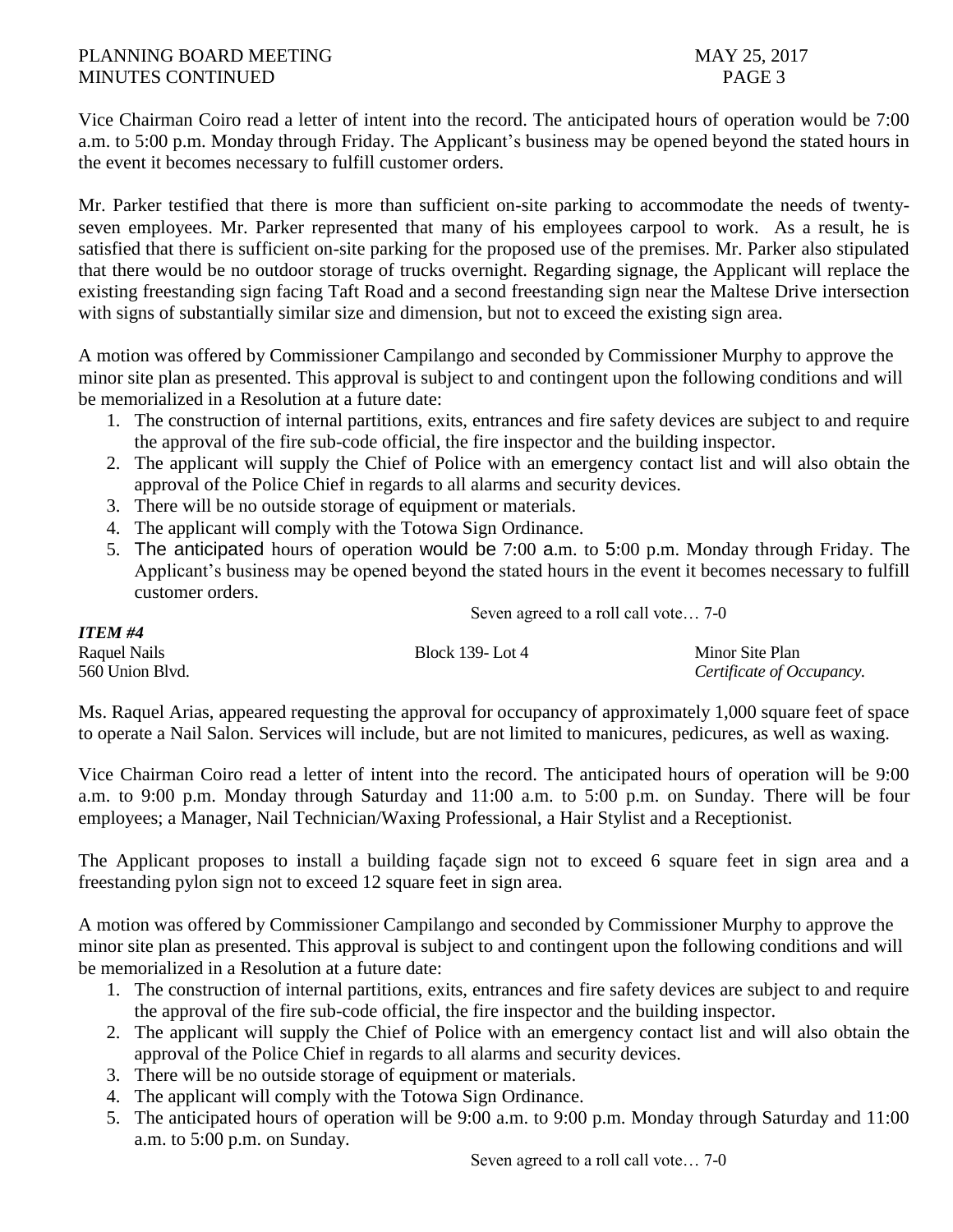Vice Chairman Coiro read a letter of intent into the record. The anticipated hours of operation would be 7:00 a.m. to 5:00 p.m. Monday through Friday. The Applicant's business may be opened beyond the stated hours in the event it becomes necessary to fulfill customer orders.

Mr. Parker testified that there is more than sufficient on-site parking to accommodate the needs of twenty-seven employees. Mr. Parker represented that many of his employees carpool to work. As a result, he is satisfied that there is sufficient on-site parking for the proposed use of the premises. Mr. Parker also stipulated that there would be no outdoor storage of trucks overnight. Regarding signage, the Applicant will replace the existing freestanding sign facing Taft Road and a second freestanding sign near the Maltese Drive intersection with signs of substantially similar size and dimension, but not to exceed the existing sign area.

A motion was offered by Commissioner Campilango and seconded by Commissioner Murphy to approve the minor site plan as presented. This approval is subject to and contingent upon the following conditions and will be memorialized in a Resolution at a future date:

1. The construction of internal partitions, exits, entrances and fire safety devices are subject to and require the approval of the fire sub-code official, the fire inspector and the building inspector.
2. The applicant will supply the Chief of Police with an emergency contact list and will also obtain the approval of the Police Chief in regards to all alarms and security devices.
3. There will be no outside storage of equipment or materials.
4. The applicant will comply with the Totowa Sign Ordinance.
5. The anticipated hours of operation would be 7:00 a.m. to 5:00 p.m. Monday through Friday. The Applicant's business may be opened beyond the stated hours in the event it becomes necessary to fulfill customer orders.

Seven agreed to a roll call vote… 7-0

***ITEM #4***

Raquel Nails — Block 139- Lot 4 — Minor Site Plan
560 Union Blvd. — *Certificate of Occupancy.*

Ms. Raquel Arias, appeared requesting the approval for occupancy of approximately 1,000 square feet of space to operate a Nail Salon. Services will include, but are not limited to manicures, pedicures, as well as waxing.

Vice Chairman Coiro read a letter of intent into the record. The anticipated hours of operation will be 9:00 a.m. to 9:00 p.m. Monday through Saturday and 11:00 a.m. to 5:00 p.m. on Sunday. There will be four employees; a Manager, Nail Technician/Waxing Professional, a Hair Stylist and a Receptionist.

The Applicant proposes to install a building façade sign not to exceed 6 square feet in sign area and a freestanding pylon sign not to exceed 12 square feet in sign area.

A motion was offered by Commissioner Campilango and seconded by Commissioner Murphy to approve the minor site plan as presented. This approval is subject to and contingent upon the following conditions and will be memorialized in a Resolution at a future date:

1. The construction of internal partitions, exits, entrances and fire safety devices are subject to and require the approval of the fire sub-code official, the fire inspector and the building inspector.
2. The applicant will supply the Chief of Police with an emergency contact list and will also obtain the approval of the Police Chief in regards to all alarms and security devices.
3. There will be no outside storage of equipment or materials.
4. The applicant will comply with the Totowa Sign Ordinance.
5. The anticipated hours of operation will be 9:00 a.m. to 9:00 p.m. Monday through Saturday and 11:00 a.m. to 5:00 p.m. on Sunday.

Seven agreed to a roll call vote… 7-0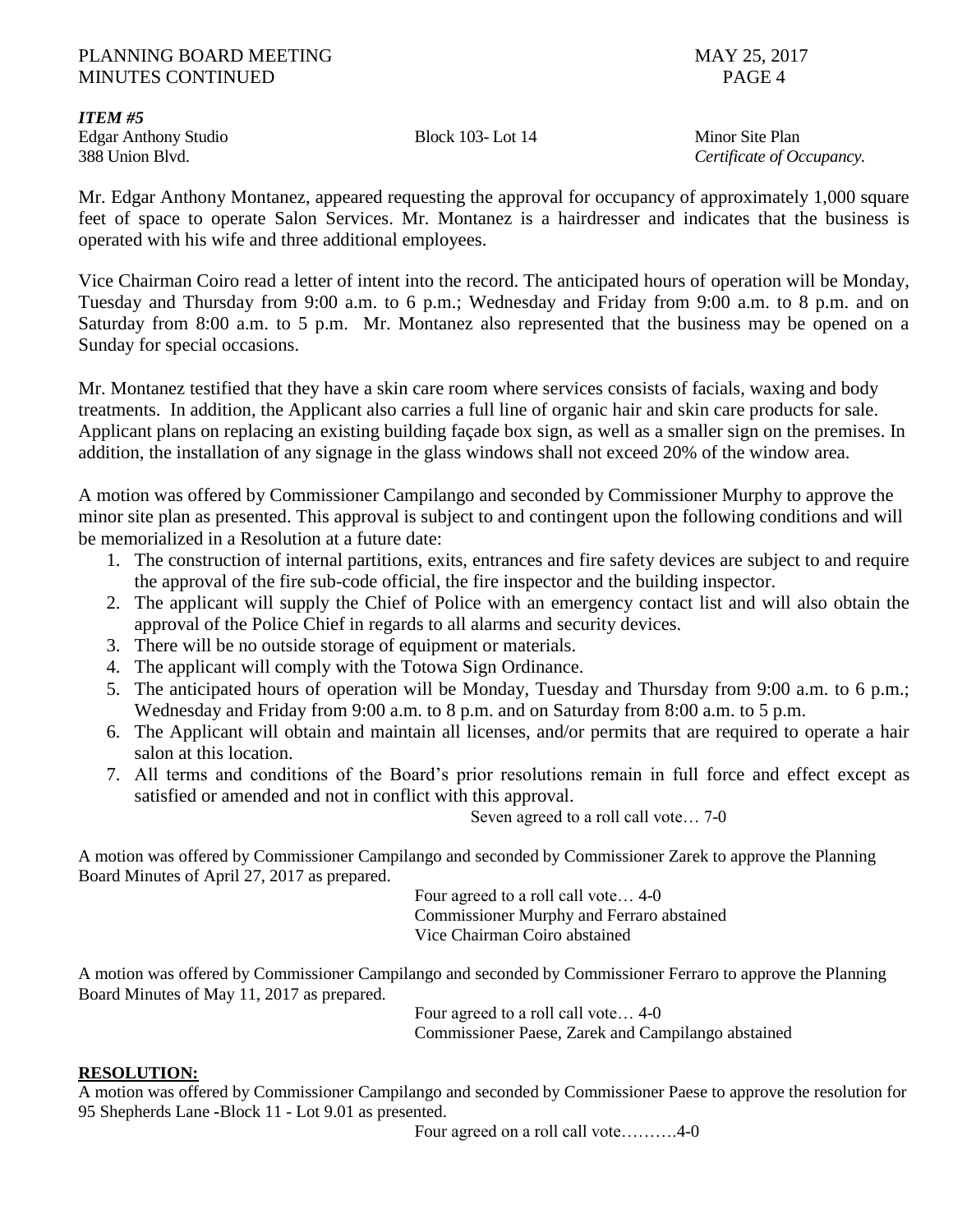***ITEM #5***

Edgar Anthony Studio | Block 103- Lot 14 | Minor Site Plan
388 Union Blvd. | | *Certificate of Occupancy.*

Mr. Edgar Anthony Montanez, appeared requesting the approval for occupancy of approximately 1,000 square feet of space to operate Salon Services. Mr. Montanez is a hairdresser and indicates that the business is operated with his wife and three additional employees.

Vice Chairman Coiro read a letter of intent into the record. The anticipated hours of operation will be Monday, Tuesday and Thursday from 9:00 a.m. to 6 p.m.; Wednesday and Friday from 9:00 a.m. to 8 p.m. and on Saturday from 8:00 a.m. to 5 p.m. Mr. Montanez also represented that the business may be opened on a Sunday for special occasions.

Mr. Montanez testified that they have a skin care room where services consists of facials, waxing and body treatments. In addition, the Applicant also carries a full line of organic hair and skin care products for sale. Applicant plans on replacing an existing building façade box sign, as well as a smaller sign on the premises. In addition, the installation of any signage in the glass windows shall not exceed 20% of the window area.

A motion was offered by Commissioner Campilango and seconded by Commissioner Murphy to approve the minor site plan as presented. This approval is subject to and contingent upon the following conditions and will be memorialized in a Resolution at a future date:

1. The construction of internal partitions, exits, entrances and fire safety devices are subject to and require the approval of the fire sub-code official, the fire inspector and the building inspector.
2. The applicant will supply the Chief of Police with an emergency contact list and will also obtain the approval of the Police Chief in regards to all alarms and security devices.
3. There will be no outside storage of equipment or materials.
4. The applicant will comply with the Totowa Sign Ordinance.
5. The anticipated hours of operation will be Monday, Tuesday and Thursday from 9:00 a.m. to 6 p.m.; Wednesday and Friday from 9:00 a.m. to 8 p.m. and on Saturday from 8:00 a.m. to 5 p.m.
6. The Applicant will obtain and maintain all licenses, and/or permits that are required to operate a hair salon at this location.
7. All terms and conditions of the Board's prior resolutions remain in full force and effect except as satisfied or amended and not in conflict with this approval.

Seven agreed to a roll call vote… 7-0

A motion was offered by Commissioner Campilango and seconded by Commissioner Zarek to approve the Planning Board Minutes of April 27, 2017 as prepared.

Four agreed to a roll call vote… 4-0
Commissioner Murphy and Ferraro abstained
Vice Chairman Coiro abstained

A motion was offered by Commissioner Campilango and seconded by Commissioner Ferraro to approve the Planning Board Minutes of May 11, 2017 as prepared.

Four agreed to a roll call vote… 4-0
Commissioner Paese, Zarek and Campilango abstained

**RESOLUTION:**

A motion was offered by Commissioner Campilango and seconded by Commissioner Paese to approve the resolution for 95 Shepherds Lane -Block 11 - Lot 9.01 as presented.

Four agreed on a roll call vote……….4-0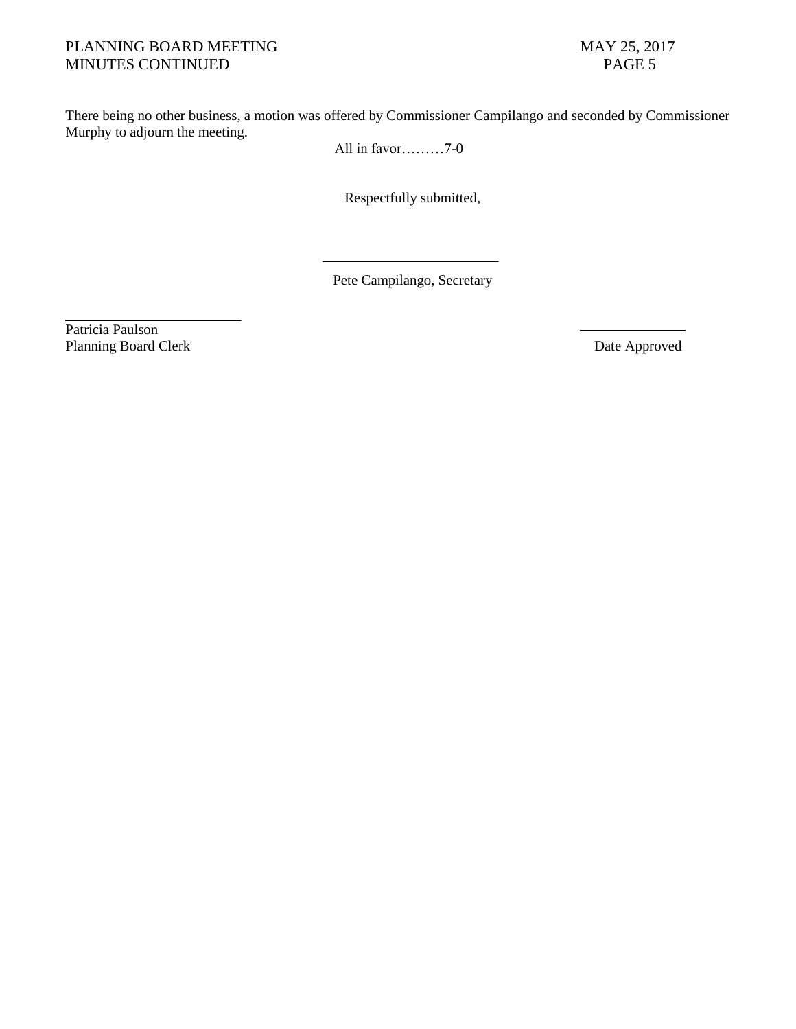There being no other business, a motion was offered by Commissioner Campilango and seconded by Commissioner Murphy to adjourn the meeting.

All in favor………7-0

Respectfully submitted,

\_\_\_\_\_\_\_\_\_\_\_\_\_\_\_\_\_\_\_\_\_\_\_\_

Pete Campilango, Secretary

\_\_\_\_\_\_\_\_\_\_\_\_\_\_\_\_\_\_\_\_\_\_\_\_

Patricia Paulson
Planning Board Clerk

\_\_\_\_\_\_\_\_\_\_\_\_\_\_

Date Approved